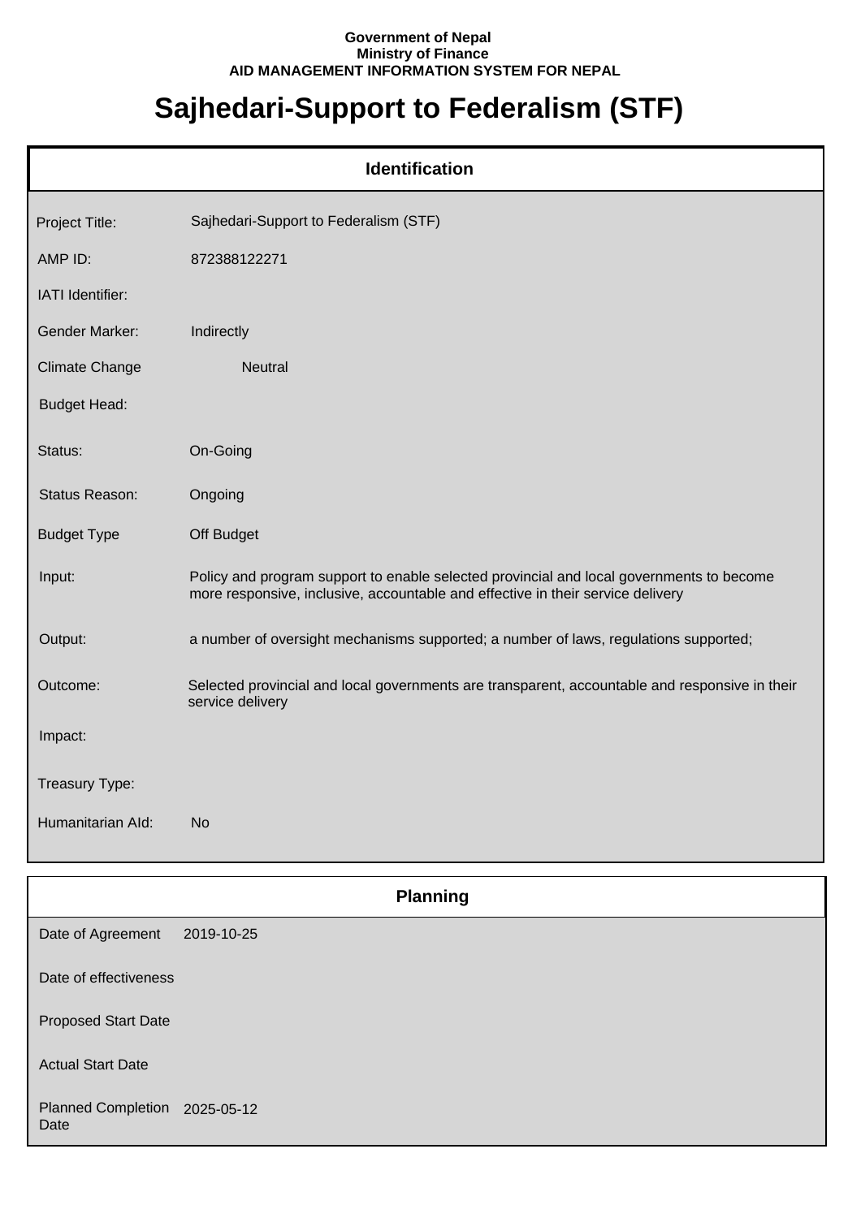**Government of Nepal**
**Ministry of Finance**
**AID MANAGEMENT INFORMATION SYSTEM FOR NEPAL**

# Sajhedari-Support to Federalism (STF)

## Identification

| | |
|---|---|
| Project Title: | Sajhedari-Support to Federalism (STF) |
| AMP ID: | 872388122271 |
| IATI Identifier: | |
| Gender Marker: | Indirectly |
| Climate Change | Neutral |
| Budget Head: | |
| Status: | On-Going |
| Status Reason: | Ongoing |
| Budget Type | Off Budget |
| Input: | Policy and program support to enable selected provincial and local governments to become more responsive, inclusive, accountable and effective in their service delivery |
| Output: | a number of oversight mechanisms supported; a number of laws, regulations supported; |
| Outcome: | Selected provincial and local governments are transparent, accountable and responsive in their service delivery |
| Impact: | |
| Treasury Type: | |
| Humanitarian AId: | No |

## Planning

| | |
|---|---|
| Date of Agreement | 2019-10-25 |
| Date of effectiveness | |
| Proposed Start Date | |
| Actual Start Date | |
| Planned Completion Date | 2025-05-12 |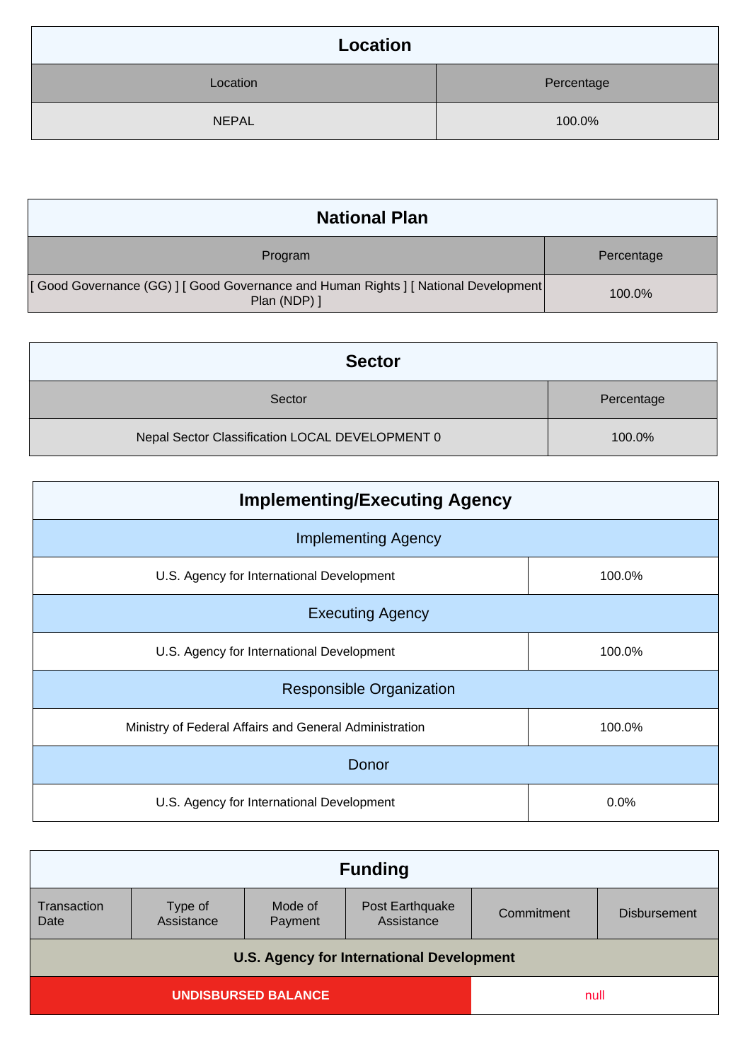## Location

| Location | Percentage |
| --- | --- |
| NEPAL | 100.0% |

## National Plan

| Program | Percentage |
| --- | --- |
| [ Good Governance (GG) ] [ Good Governance and Human Rights ] [ National Development Plan (NDP) ] | 100.0% |

## Sector

| Sector | Percentage |
| --- | --- |
| Nepal Sector Classification LOCAL DEVELOPMENT 0 | 100.0% |

## Implementing/Executing Agency

| Implementing Agency | |
| --- | --- |
| U.S. Agency for International Development | 100.0% |
| **Executing Agency** | |
| U.S. Agency for International Development | 100.0% |
| **Responsible Organization** | |
| Ministry of Federal Affairs and General Administration | 100.0% |
| **Donor** | |
| U.S. Agency for International Development | 0.0% |

## Funding

| Transaction Date | Type of Assistance | Mode of Payment | Post Earthquake Assistance | Commitment | Disbursement |
| --- | --- | --- | --- | --- | --- |
| **U.S. Agency for International Development** | | | | | |
| **UNDISBURSED BALANCE** | | | | null | |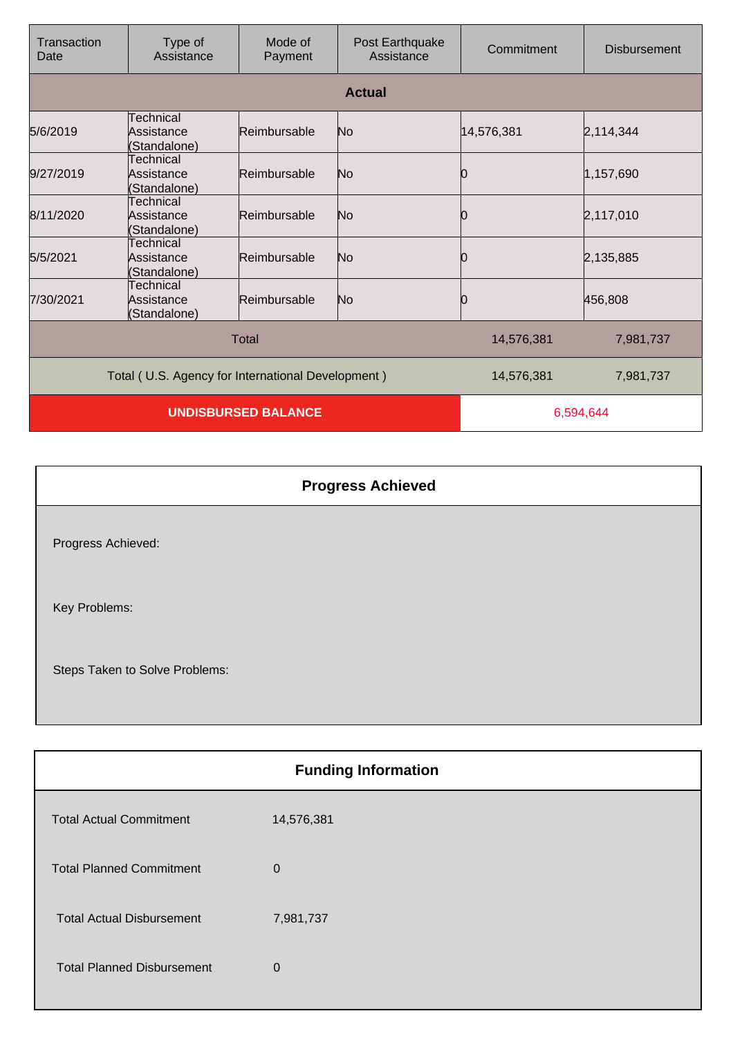| Transaction Date | Type of Assistance | Mode of Payment | Post Earthquake Assistance | Commitment | Disbursement |
|---|---|---|---|---|---|
| **Actual** | | | | | |
| 5/6/2019 | Technical Assistance (Standalone) | Reimbursable | No | 14,576,381 | 2,114,344 |
| 9/27/2019 | Technical Assistance (Standalone) | Reimbursable | No | 0 | 1,157,690 |
| 8/11/2020 | Technical Assistance (Standalone) | Reimbursable | No | 0 | 2,117,010 |
| 5/5/2021 | Technical Assistance (Standalone) | Reimbursable | No | 0 | 2,135,885 |
| 7/30/2021 | Technical Assistance (Standalone) | Reimbursable | No | 0 | 456,808 |
| Total | | | | 14,576,381 | 7,981,737 |
| Total ( U.S. Agency for International Development ) | | | | 14,576,381 | 7,981,737 |
| **UNDISBURSED BALANCE** | | | | 6,594,644 | |

## Progress Achieved

Progress Achieved:

Key Problems:

Steps Taken to Solve Problems:

## Funding Information

| | |
|---|---|
| Total Actual Commitment | 14,576,381 |
| Total Planned Commitment | 0 |
| Total Actual Disbursement | 7,981,737 |
| Total Planned Disbursement | 0 |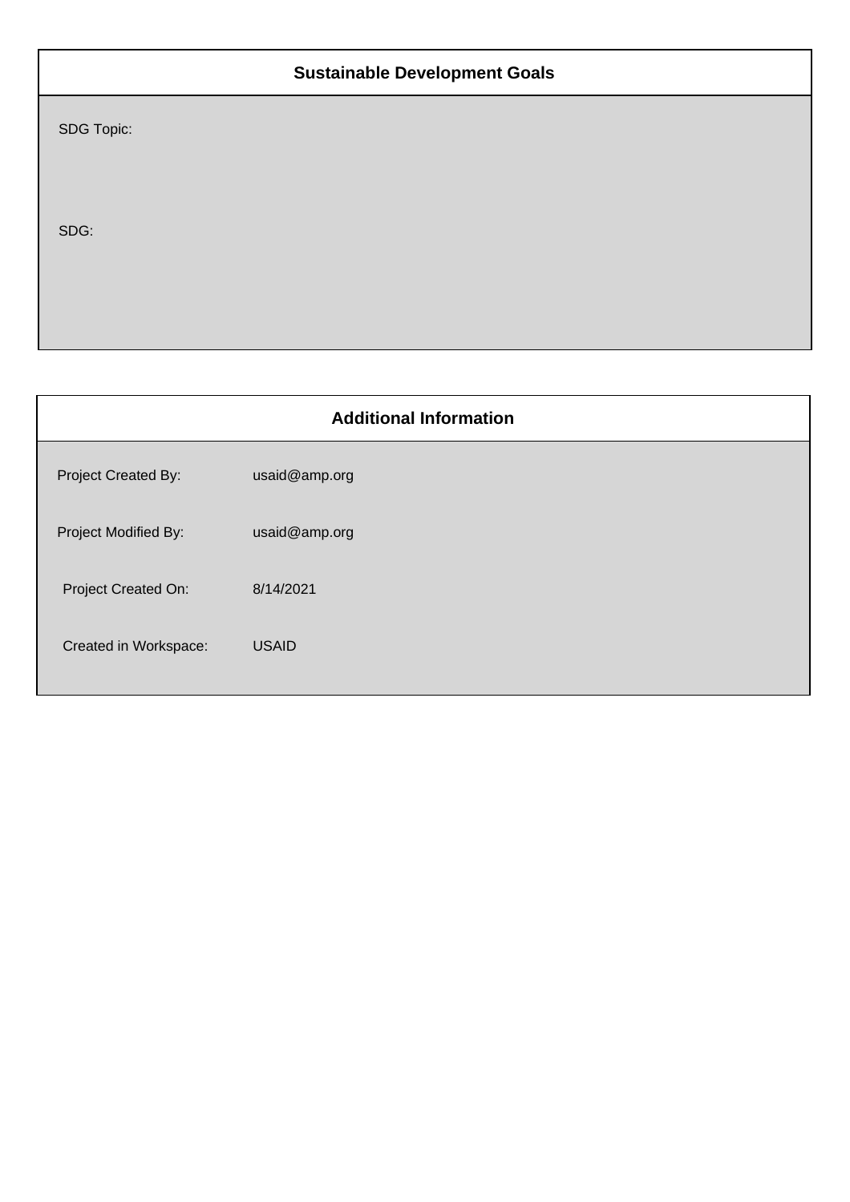## Sustainable Development Goals

SDG Topic:

SDG:

## Additional Information

| | |
|---|---|
| Project Created By: | usaid@amp.org |
| Project Modified By: | usaid@amp.org |
| Project Created On: | 8/14/2021 |
| Created in Workspace: | USAID |